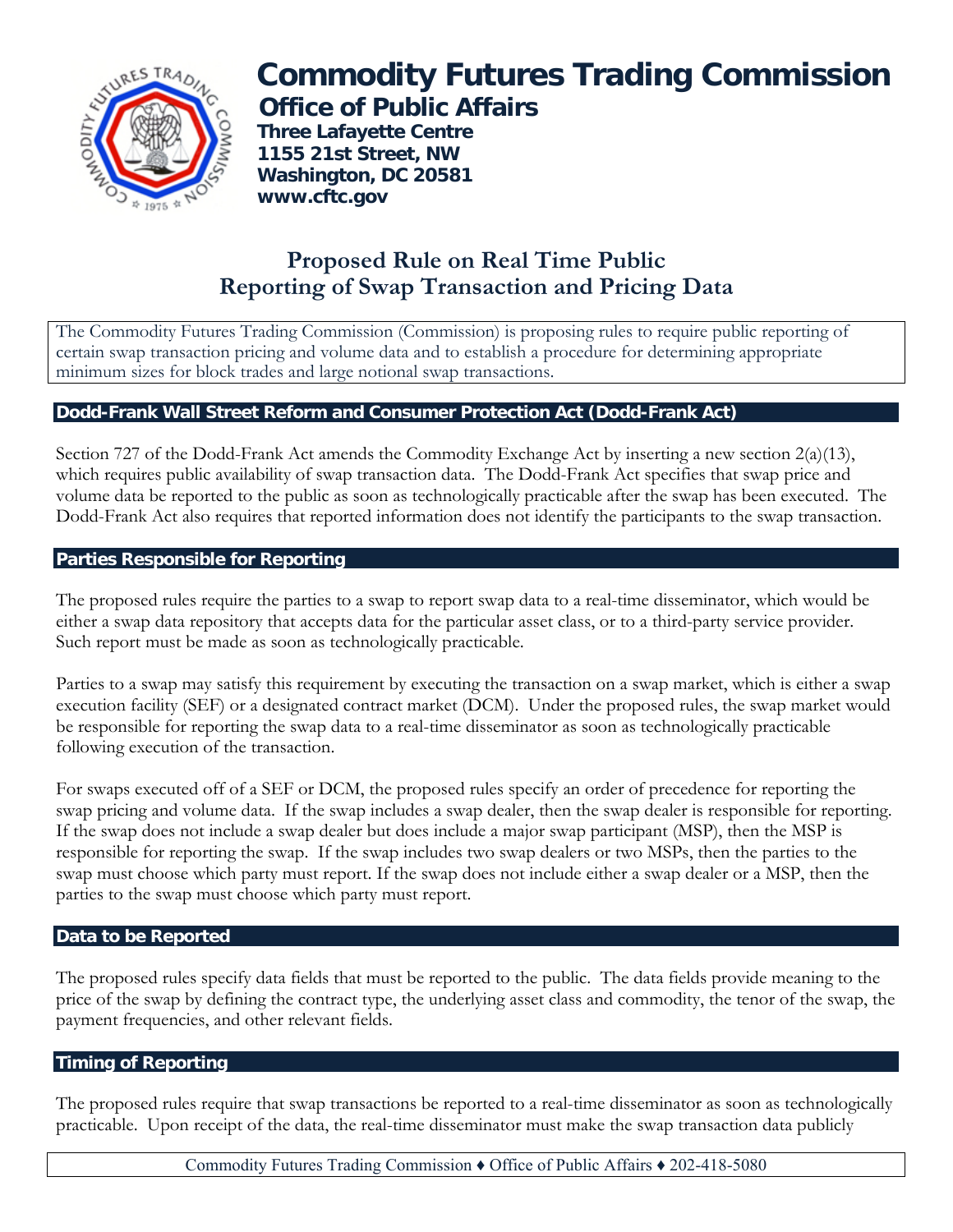# Commodity Futures Trading Commission

## Office of Public Affairs

**Three Lafayette Centre**
**1155 21st Street, NW**
**Washington, DC 20581**
**www.cftc.gov**

# Proposed Rule on Real Time Public Reporting of Swap Transaction and Pricing Data

The Commodity Futures Trading Commission (Commission) is proposing rules to require public reporting of certain swap transaction pricing and volume data and to establish a procedure for determining appropriate minimum sizes for block trades and large notional swap transactions.

## Dodd-Frank Wall Street Reform and Consumer Protection Act (Dodd-Frank Act)

Section 727 of the Dodd-Frank Act amends the Commodity Exchange Act by inserting a new section 2(a)(13), which requires public availability of swap transaction data. The Dodd-Frank Act specifies that swap price and volume data be reported to the public as soon as technologically practicable after the swap has been executed. The Dodd-Frank Act also requires that reported information does not identify the participants to the swap transaction.

## Parties Responsible for Reporting

The proposed rules require the parties to a swap to report swap data to a real-time disseminator, which would be either a swap data repository that accepts data for the particular asset class, or to a third-party service provider. Such report must be made as soon as technologically practicable.

Parties to a swap may satisfy this requirement by executing the transaction on a swap market, which is either a swap execution facility (SEF) or a designated contract market (DCM). Under the proposed rules, the swap market would be responsible for reporting the swap data to a real-time disseminator as soon as technologically practicable following execution of the transaction.

For swaps executed off of a SEF or DCM, the proposed rules specify an order of precedence for reporting the swap pricing and volume data. If the swap includes a swap dealer, then the swap dealer is responsible for reporting. If the swap does not include a swap dealer but does include a major swap participant (MSP), then the MSP is responsible for reporting the swap. If the swap includes two swap dealers or two MSPs, then the parties to the swap must choose which party must report. If the swap does not include either a swap dealer or a MSP, then the parties to the swap must choose which party must report.

## Data to be Reported

The proposed rules specify data fields that must be reported to the public. The data fields provide meaning to the price of the swap by defining the contract type, the underlying asset class and commodity, the tenor of the swap, the payment frequencies, and other relevant fields.

## Timing of Reporting

The proposed rules require that swap transactions be reported to a real-time disseminator as soon as technologically practicable. Upon receipt of the data, the real-time disseminator must make the swap transaction data publicly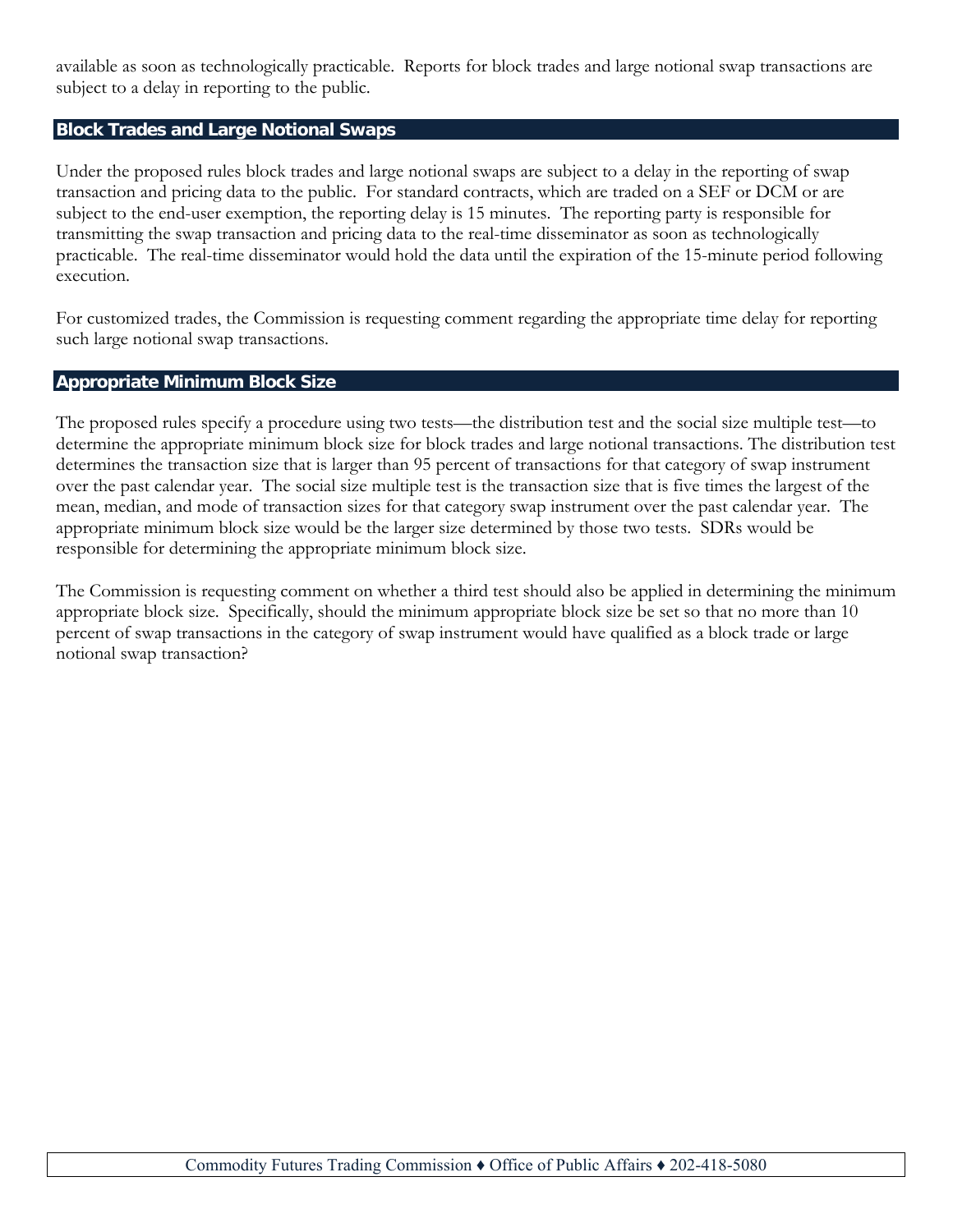available as soon as technologically practicable. Reports for block trades and large notional swap transactions are subject to a delay in reporting to the public.

## Block Trades and Large Notional Swaps

Under the proposed rules block trades and large notional swaps are subject to a delay in the reporting of swap transaction and pricing data to the public. For standard contracts, which are traded on a SEF or DCM or are subject to the end-user exemption, the reporting delay is 15 minutes. The reporting party is responsible for transmitting the swap transaction and pricing data to the real-time disseminator as soon as technologically practicable. The real-time disseminator would hold the data until the expiration of the 15-minute period following execution.

For customized trades, the Commission is requesting comment regarding the appropriate time delay for reporting such large notional swap transactions.

## Appropriate Minimum Block Size

The proposed rules specify a procedure using two tests—the distribution test and the social size multiple test—to determine the appropriate minimum block size for block trades and large notional transactions. The distribution test determines the transaction size that is larger than 95 percent of transactions for that category of swap instrument over the past calendar year. The social size multiple test is the transaction size that is five times the largest of the mean, median, and mode of transaction sizes for that category swap instrument over the past calendar year. The appropriate minimum block size would be the larger size determined by those two tests. SDRs would be responsible for determining the appropriate minimum block size.

The Commission is requesting comment on whether a third test should also be applied in determining the minimum appropriate block size. Specifically, should the minimum appropriate block size be set so that no more than 10 percent of swap transactions in the category of swap instrument would have qualified as a block trade or large notional swap transaction?